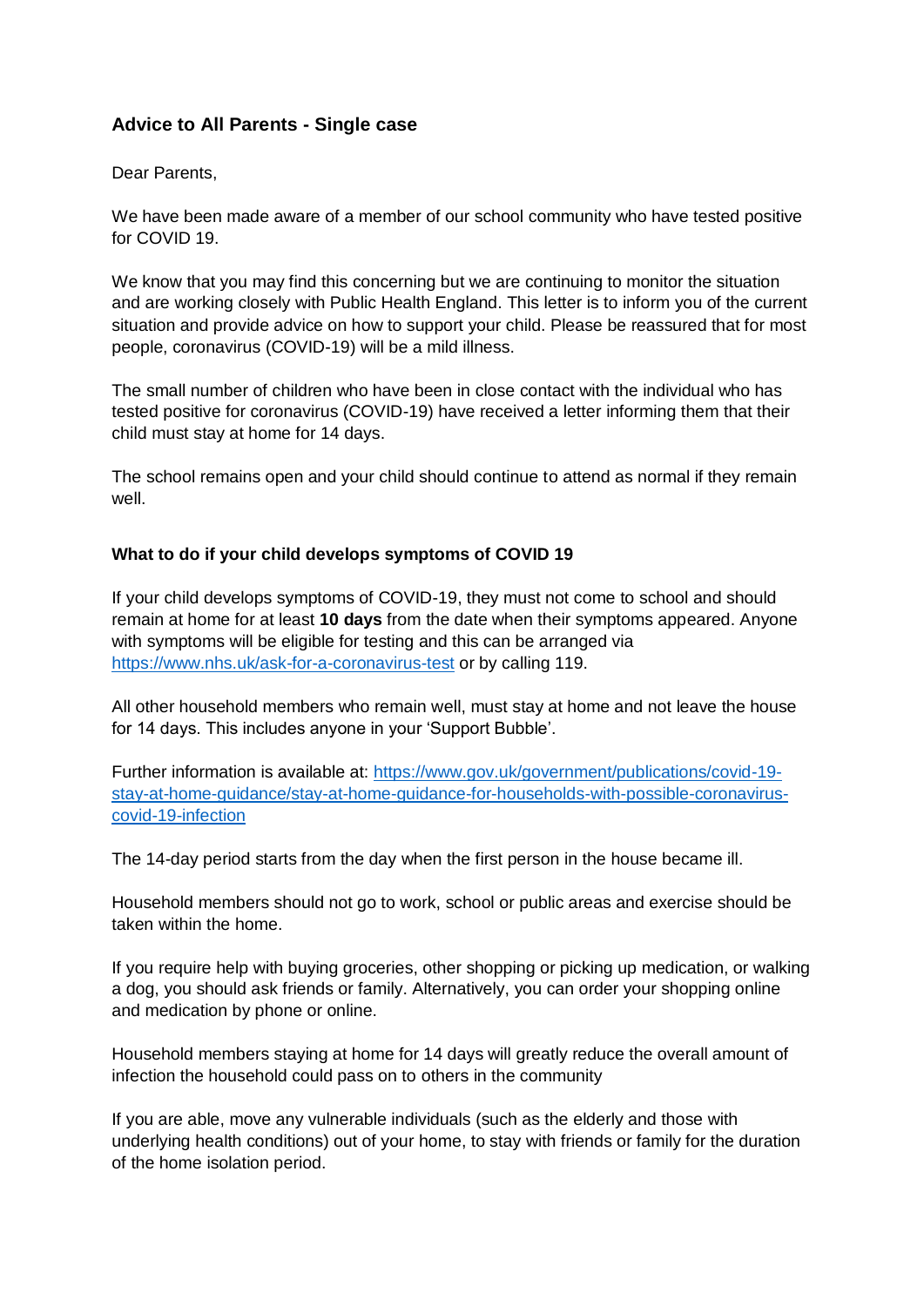## Advice to All Parents - Single case

Dear Parents,

We have been made aware of a member of our school community who have tested positive for COVID 19.

We know that you may find this concerning but we are continuing to monitor the situation and are working closely with Public Health England. This letter is to inform you of the current situation and provide advice on how to support your child. Please be reassured that for most people, coronavirus (COVID-19) will be a mild illness.

The small number of children who have been in close contact with the individual who has tested positive for coronavirus (COVID-19) have received a letter informing them that their child must stay at home for 14 days.

The school remains open and your child should continue to attend as normal if they remain well.

### What to do if your child develops symptoms of COVID 19

If your child develops symptoms of COVID-19, they must not come to school and should remain at home for at least **10 days** from the date when their symptoms appeared. Anyone with symptoms will be eligible for testing and this can be arranged via https://www.nhs.uk/ask-for-a-coronavirus-test or by calling 119.

All other household members who remain well, must stay at home and not leave the house for 14 days. This includes anyone in your 'Support Bubble'.

Further information is available at: https://www.gov.uk/government/publications/covid-19-stay-at-home-guidance/stay-at-home-guidance-for-households-with-possible-coronavirus-covid-19-infection

The 14-day period starts from the day when the first person in the house became ill.

Household members should not go to work, school or public areas and exercise should be taken within the home.

If you require help with buying groceries, other shopping or picking up medication, or walking a dog, you should ask friends or family. Alternatively, you can order your shopping online and medication by phone or online.

Household members staying at home for 14 days will greatly reduce the overall amount of infection the household could pass on to others in the community

If you are able, move any vulnerable individuals (such as the elderly and those with underlying health conditions) out of your home, to stay with friends or family for the duration of the home isolation period.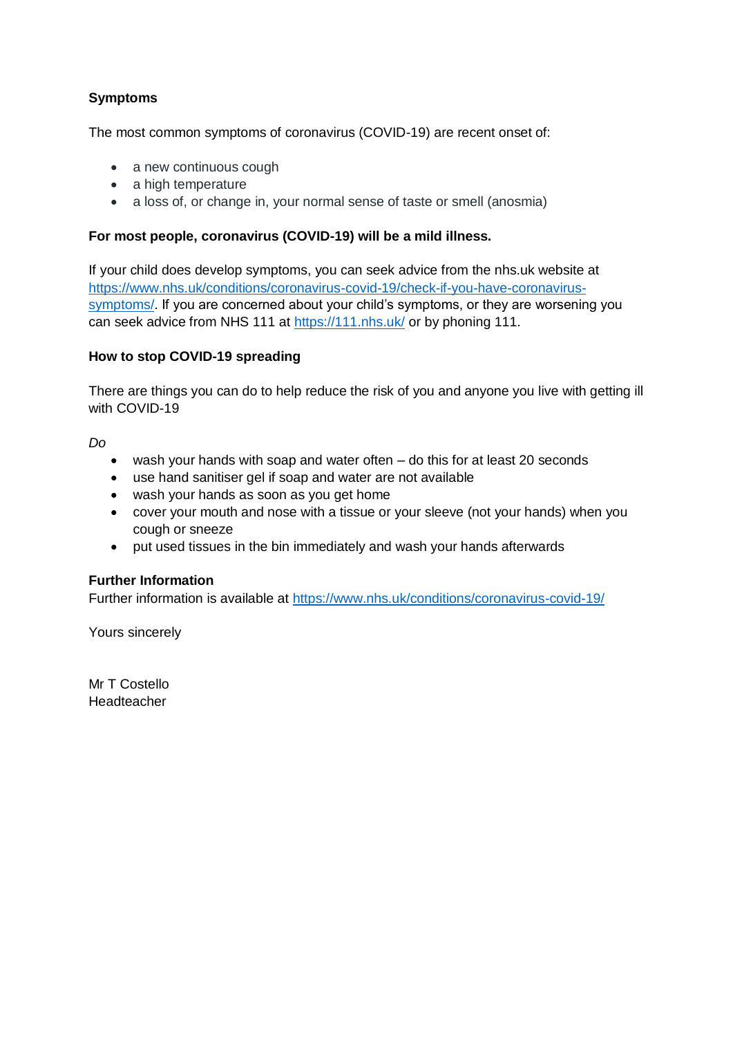**Symptoms**

The most common symptoms of coronavirus (COVID-19) are recent onset of:

- a new continuous cough
- a high temperature
- a loss of, or change in, your normal sense of taste or smell (anosmia)

**For most people, coronavirus (COVID-19) will be a mild illness.**

If your child does develop symptoms, you can seek advice from the nhs.uk website at [https://www.nhs.uk/conditions/coronavirus-covid-19/check-if-you-have-coronavirus-symptoms/](https://www.nhs.uk/conditions/coronavirus-covid-19/check-if-you-have-coronavirus-symptoms/). If you are concerned about your child's symptoms, or they are worsening you can seek advice from NHS 111 at [https://111.nhs.uk/](https://111.nhs.uk/) or by phoning 111.

**How to stop COVID-19 spreading**

There are things you can do to help reduce the risk of you and anyone you live with getting ill with COVID-19

*Do*

- wash your hands with soap and water often – do this for at least 20 seconds
- use hand sanitiser gel if soap and water are not available
- wash your hands as soon as you get home
- cover your mouth and nose with a tissue or your sleeve (not your hands) when you cough or sneeze
- put used tissues in the bin immediately and wash your hands afterwards

**Further Information**
Further information is available at [https://www.nhs.uk/conditions/coronavirus-covid-19/](https://www.nhs.uk/conditions/coronavirus-covid-19/)

Yours sincerely

Mr T Costello
Headteacher